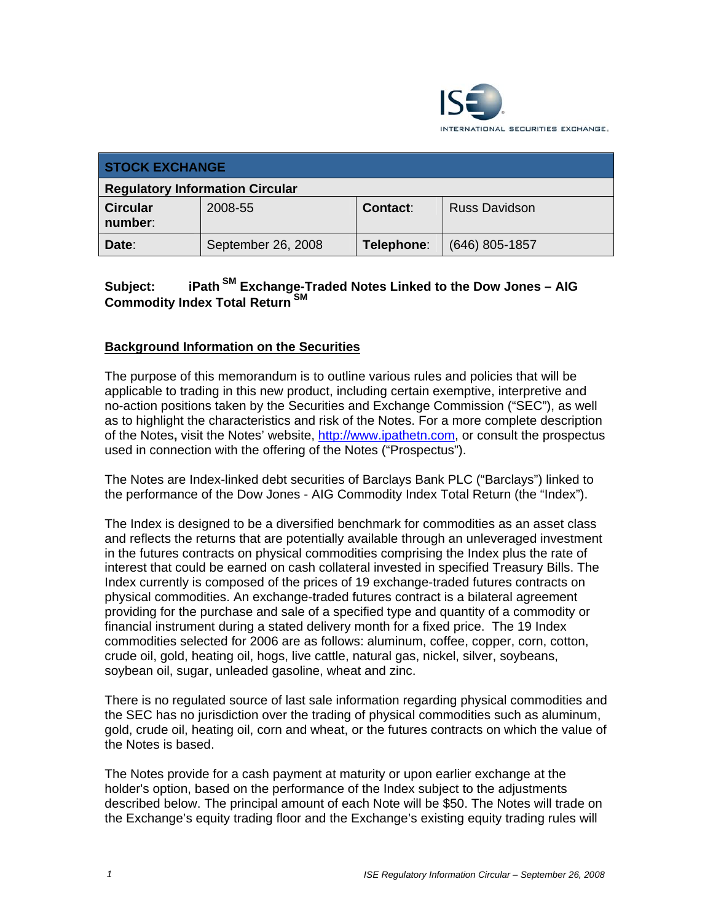ISE INTERNATIONAL SECURITIES EXCHANGE.

| STOCK EXCHANGE | | | |
|---|---|---|---|
| **Regulatory Information Circular** | | | |
| **Circular number**: | 2008-55 | **Contact**: | Russ Davidson |
| **Date**: | September 26, 2008 | **Telephone**: | (646) 805-1857 |

**Subject: iPath [SM] Exchange-Traded Notes Linked to the Dow Jones – AIG Commodity Index Total Return [SM]**

## Background Information on the Securities

The purpose of this memorandum is to outline various rules and policies that will be applicable to trading in this new product, including certain exemptive, interpretive and no-action positions taken by the Securities and Exchange Commission ("SEC"), as well as to highlight the characteristics and risk of the Notes. For a more complete description of the Notes**,** visit the Notes' website, http://www.ipathetn.com, or consult the prospectus used in connection with the offering of the Notes ("Prospectus").

The Notes are Index-linked debt securities of Barclays Bank PLC ("Barclays") linked to the performance of the Dow Jones - AIG Commodity Index Total Return (the "Index").

The Index is designed to be a diversified benchmark for commodities as an asset class and reflects the returns that are potentially available through an unleveraged investment in the futures contracts on physical commodities comprising the Index plus the rate of interest that could be earned on cash collateral invested in specified Treasury Bills. The Index currently is composed of the prices of 19 exchange-traded futures contracts on physical commodities. An exchange-traded futures contract is a bilateral agreement providing for the purchase and sale of a specified type and quantity of a commodity or financial instrument during a stated delivery month for a fixed price. The 19 Index commodities selected for 2006 are as follows: aluminum, coffee, copper, corn, cotton, crude oil, gold, heating oil, hogs, live cattle, natural gas, nickel, silver, soybeans, soybean oil, sugar, unleaded gasoline, wheat and zinc.

There is no regulated source of last sale information regarding physical commodities and the SEC has no jurisdiction over the trading of physical commodities such as aluminum, gold, crude oil, heating oil, corn and wheat, or the futures contracts on which the value of the Notes is based.

The Notes provide for a cash payment at maturity or upon earlier exchange at the holder's option, based on the performance of the Index subject to the adjustments described below. The principal amount of each Note will be $50. The Notes will trade on the Exchange's equity trading floor and the Exchange's existing equity trading rules will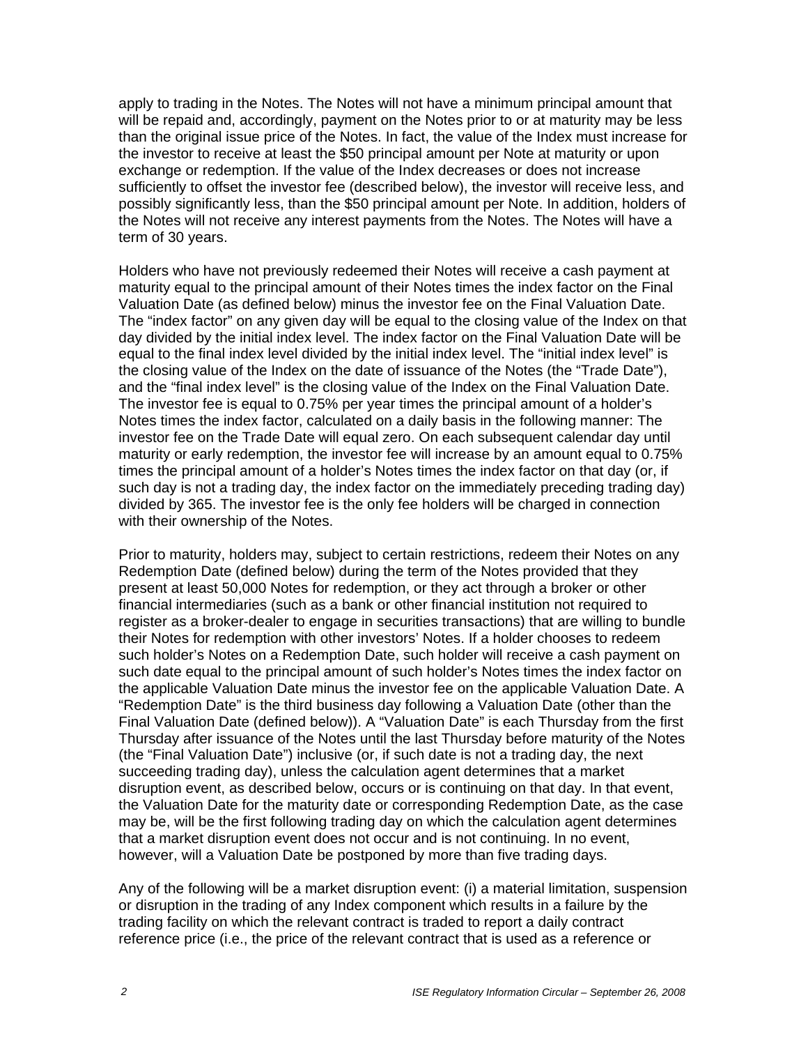apply to trading in the Notes. The Notes will not have a minimum principal amount that will be repaid and, accordingly, payment on the Notes prior to or at maturity may be less than the original issue price of the Notes. In fact, the value of the Index must increase for the investor to receive at least the $50 principal amount per Note at maturity or upon exchange or redemption. If the value of the Index decreases or does not increase sufficiently to offset the investor fee (described below), the investor will receive less, and possibly significantly less, than the $50 principal amount per Note. In addition, holders of the Notes will not receive any interest payments from the Notes. The Notes will have a term of 30 years.

Holders who have not previously redeemed their Notes will receive a cash payment at maturity equal to the principal amount of their Notes times the index factor on the Final Valuation Date (as defined below) minus the investor fee on the Final Valuation Date. The "index factor" on any given day will be equal to the closing value of the Index on that day divided by the initial index level. The index factor on the Final Valuation Date will be equal to the final index level divided by the initial index level. The "initial index level" is the closing value of the Index on the date of issuance of the Notes (the "Trade Date"), and the "final index level" is the closing value of the Index on the Final Valuation Date. The investor fee is equal to 0.75% per year times the principal amount of a holder's Notes times the index factor, calculated on a daily basis in the following manner: The investor fee on the Trade Date will equal zero. On each subsequent calendar day until maturity or early redemption, the investor fee will increase by an amount equal to 0.75% times the principal amount of a holder's Notes times the index factor on that day (or, if such day is not a trading day, the index factor on the immediately preceding trading day) divided by 365. The investor fee is the only fee holders will be charged in connection with their ownership of the Notes.

Prior to maturity, holders may, subject to certain restrictions, redeem their Notes on any Redemption Date (defined below) during the term of the Notes provided that they present at least 50,000 Notes for redemption, or they act through a broker or other financial intermediaries (such as a bank or other financial institution not required to register as a broker-dealer to engage in securities transactions) that are willing to bundle their Notes for redemption with other investors' Notes. If a holder chooses to redeem such holder's Notes on a Redemption Date, such holder will receive a cash payment on such date equal to the principal amount of such holder's Notes times the index factor on the applicable Valuation Date minus the investor fee on the applicable Valuation Date. A "Redemption Date" is the third business day following a Valuation Date (other than the Final Valuation Date (defined below)). A "Valuation Date" is each Thursday from the first Thursday after issuance of the Notes until the last Thursday before maturity of the Notes (the "Final Valuation Date") inclusive (or, if such date is not a trading day, the next succeeding trading day), unless the calculation agent determines that a market disruption event, as described below, occurs or is continuing on that day. In that event, the Valuation Date for the maturity date or corresponding Redemption Date, as the case may be, will be the first following trading day on which the calculation agent determines that a market disruption event does not occur and is not continuing. In no event, however, will a Valuation Date be postponed by more than five trading days.

Any of the following will be a market disruption event: (i) a material limitation, suspension or disruption in the trading of any Index component which results in a failure by the trading facility on which the relevant contract is traded to report a daily contract reference price (i.e., the price of the relevant contract that is used as a reference or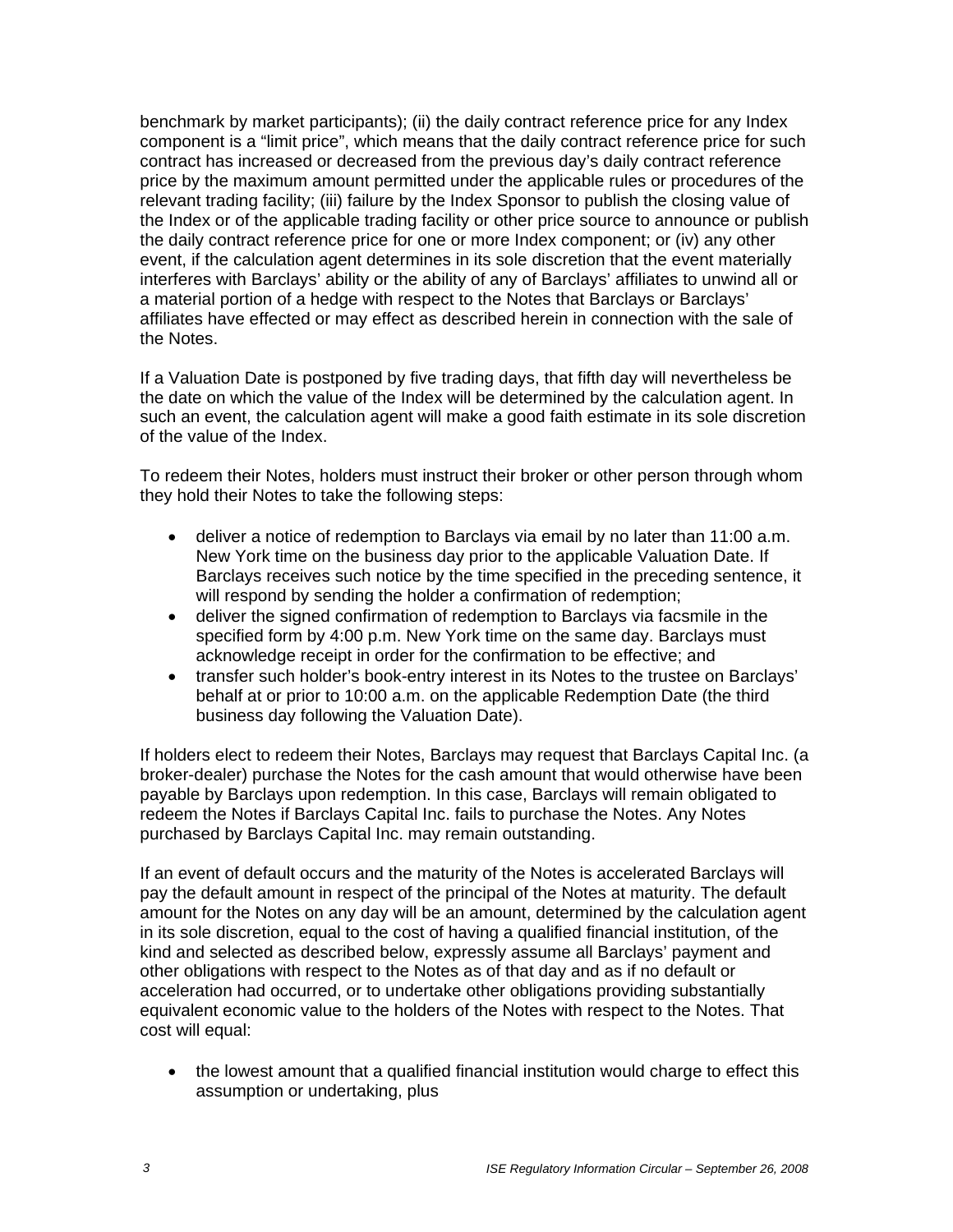benchmark by market participants); (ii) the daily contract reference price for any Index component is a "limit price", which means that the daily contract reference price for such contract has increased or decreased from the previous day's daily contract reference price by the maximum amount permitted under the applicable rules or procedures of the relevant trading facility; (iii) failure by the Index Sponsor to publish the closing value of the Index or of the applicable trading facility or other price source to announce or publish the daily contract reference price for one or more Index component; or (iv) any other event, if the calculation agent determines in its sole discretion that the event materially interferes with Barclays' ability or the ability of any of Barclays' affiliates to unwind all or a material portion of a hedge with respect to the Notes that Barclays or Barclays' affiliates have effected or may effect as described herein in connection with the sale of the Notes.

If a Valuation Date is postponed by five trading days, that fifth day will nevertheless be the date on which the value of the Index will be determined by the calculation agent. In such an event, the calculation agent will make a good faith estimate in its sole discretion of the value of the Index.

To redeem their Notes, holders must instruct their broker or other person through whom they hold their Notes to take the following steps:

- deliver a notice of redemption to Barclays via email by no later than 11:00 a.m. New York time on the business day prior to the applicable Valuation Date. If Barclays receives such notice by the time specified in the preceding sentence, it will respond by sending the holder a confirmation of redemption;
- deliver the signed confirmation of redemption to Barclays via facsmile in the specified form by 4:00 p.m. New York time on the same day. Barclays must acknowledge receipt in order for the confirmation to be effective; and
- transfer such holder's book-entry interest in its Notes to the trustee on Barclays' behalf at or prior to 10:00 a.m. on the applicable Redemption Date (the third business day following the Valuation Date).

If holders elect to redeem their Notes, Barclays may request that Barclays Capital Inc. (a broker-dealer) purchase the Notes for the cash amount that would otherwise have been payable by Barclays upon redemption. In this case, Barclays will remain obligated to redeem the Notes if Barclays Capital Inc. fails to purchase the Notes. Any Notes purchased by Barclays Capital Inc. may remain outstanding.

If an event of default occurs and the maturity of the Notes is accelerated Barclays will pay the default amount in respect of the principal of the Notes at maturity. The default amount for the Notes on any day will be an amount, determined by the calculation agent in its sole discretion, equal to the cost of having a qualified financial institution, of the kind and selected as described below, expressly assume all Barclays' payment and other obligations with respect to the Notes as of that day and as if no default or acceleration had occurred, or to undertake other obligations providing substantially equivalent economic value to the holders of the Notes with respect to the Notes. That cost will equal:

- the lowest amount that a qualified financial institution would charge to effect this assumption or undertaking, plus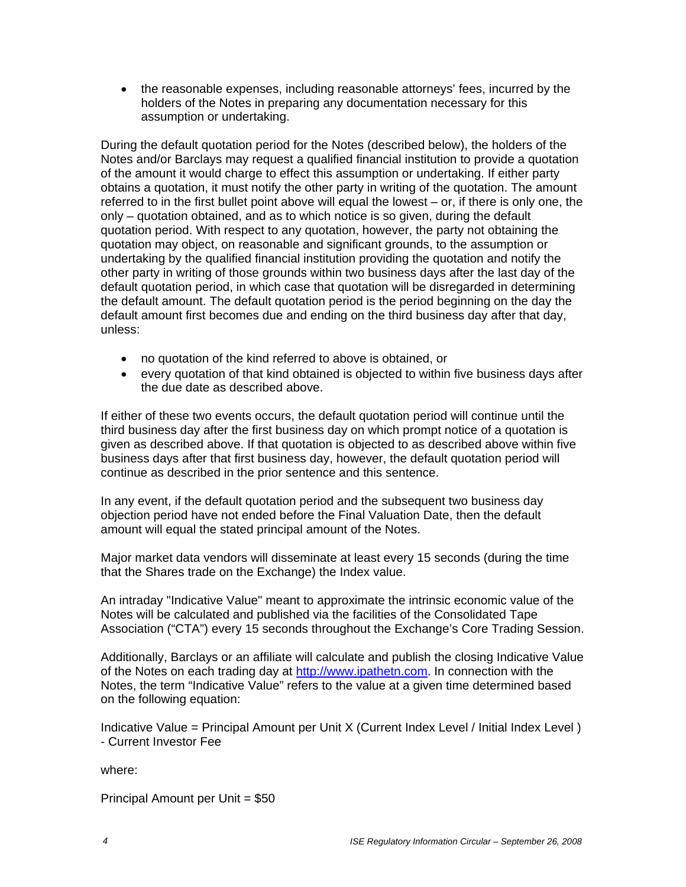- the reasonable expenses, including reasonable attorneys' fees, incurred by the holders of the Notes in preparing any documentation necessary for this assumption or undertaking.

During the default quotation period for the Notes (described below), the holders of the Notes and/or Barclays may request a qualified financial institution to provide a quotation of the amount it would charge to effect this assumption or undertaking. If either party obtains a quotation, it must notify the other party in writing of the quotation. The amount referred to in the first bullet point above will equal the lowest – or, if there is only one, the only – quotation obtained, and as to which notice is so given, during the default quotation period. With respect to any quotation, however, the party not obtaining the quotation may object, on reasonable and significant grounds, to the assumption or undertaking by the qualified financial institution providing the quotation and notify the other party in writing of those grounds within two business days after the last day of the default quotation period, in which case that quotation will be disregarded in determining the default amount. The default quotation period is the period beginning on the day the default amount first becomes due and ending on the third business day after that day, unless:

- no quotation of the kind referred to above is obtained, or
- every quotation of that kind obtained is objected to within five business days after the due date as described above.

If either of these two events occurs, the default quotation period will continue until the third business day after the first business day on which prompt notice of a quotation is given as described above. If that quotation is objected to as described above within five business days after that first business day, however, the default quotation period will continue as described in the prior sentence and this sentence.

In any event, if the default quotation period and the subsequent two business day objection period have not ended before the Final Valuation Date, then the default amount will equal the stated principal amount of the Notes.

Major market data vendors will disseminate at least every 15 seconds (during the time that the Shares trade on the Exchange) the Index value.

An intraday "Indicative Value" meant to approximate the intrinsic economic value of the Notes will be calculated and published via the facilities of the Consolidated Tape Association ("CTA") every 15 seconds throughout the Exchange's Core Trading Session.

Additionally, Barclays or an affiliate will calculate and publish the closing Indicative Value of the Notes on each trading day at http://www.ipathetn.com. In connection with the Notes, the term "Indicative Value" refers to the value at a given time determined based on the following equation:

Indicative Value = Principal Amount per Unit X (Current Index Level / Initial Index Level ) - Current Investor Fee

where:

Principal Amount per Unit = $50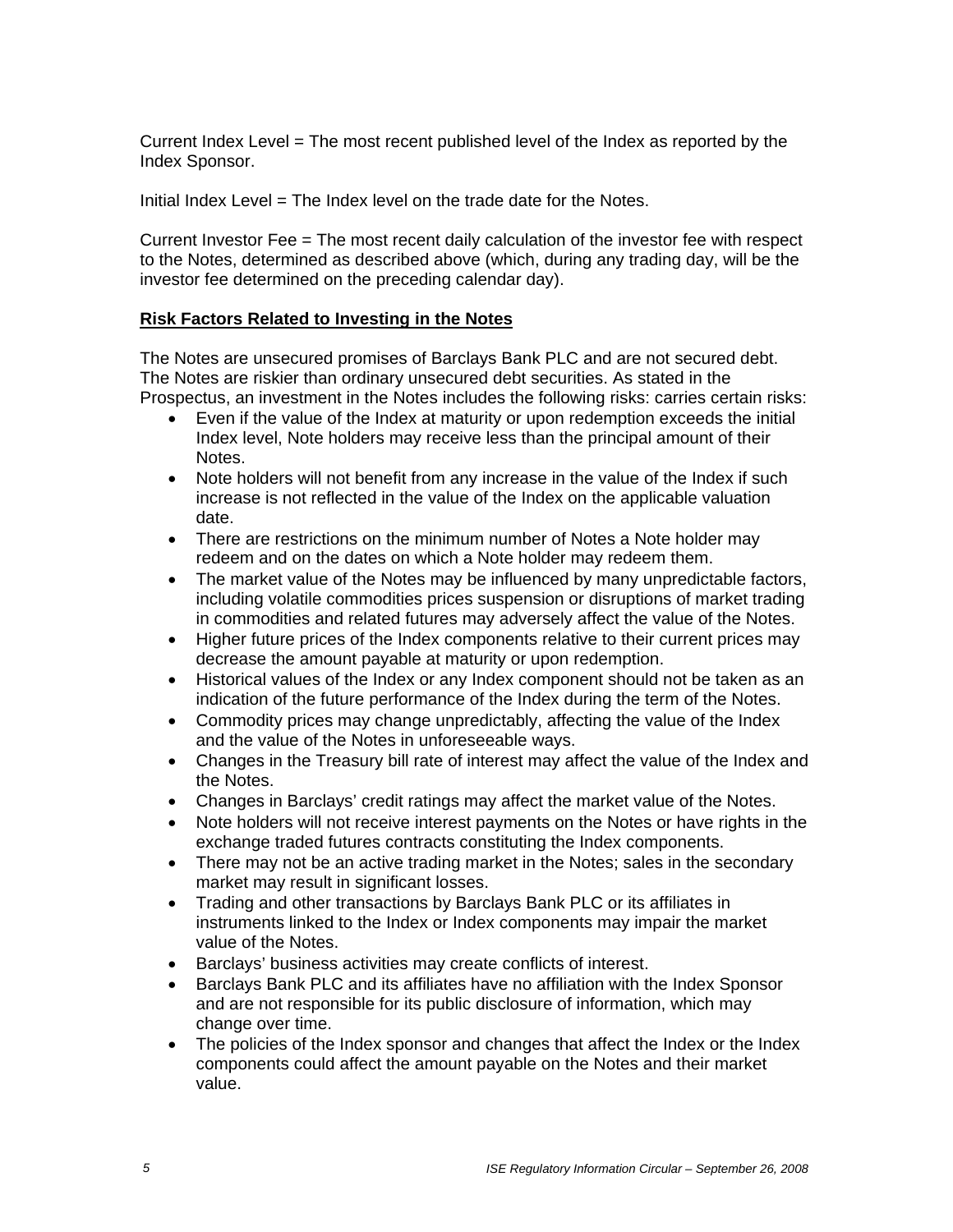Current Index Level = The most recent published level of the Index as reported by the Index Sponsor.

Initial Index Level = The Index level on the trade date for the Notes.

Current Investor Fee = The most recent daily calculation of the investor fee with respect to the Notes, determined as described above (which, during any trading day, will be the investor fee determined on the preceding calendar day).

**Risk Factors Related to Investing in the Notes**

The Notes are unsecured promises of Barclays Bank PLC and are not secured debt. The Notes are riskier than ordinary unsecured debt securities. As stated in the Prospectus, an investment in the Notes includes the following risks: carries certain risks:

- Even if the value of the Index at maturity or upon redemption exceeds the initial Index level, Note holders may receive less than the principal amount of their Notes.
- Note holders will not benefit from any increase in the value of the Index if such increase is not reflected in the value of the Index on the applicable valuation date.
- There are restrictions on the minimum number of Notes a Note holder may redeem and on the dates on which a Note holder may redeem them.
- The market value of the Notes may be influenced by many unpredictable factors, including volatile commodities prices suspension or disruptions of market trading in commodities and related futures may adversely affect the value of the Notes.
- Higher future prices of the Index components relative to their current prices may decrease the amount payable at maturity or upon redemption.
- Historical values of the Index or any Index component should not be taken as an indication of the future performance of the Index during the term of the Notes.
- Commodity prices may change unpredictably, affecting the value of the Index and the value of the Notes in unforeseeable ways.
- Changes in the Treasury bill rate of interest may affect the value of the Index and the Notes.
- Changes in Barclays' credit ratings may affect the market value of the Notes.
- Note holders will not receive interest payments on the Notes or have rights in the exchange traded futures contracts constituting the Index components.
- There may not be an active trading market in the Notes; sales in the secondary market may result in significant losses.
- Trading and other transactions by Barclays Bank PLC or its affiliates in instruments linked to the Index or Index components may impair the market value of the Notes.
- Barclays' business activities may create conflicts of interest.
- Barclays Bank PLC and its affiliates have no affiliation with the Index Sponsor and are not responsible for its public disclosure of information, which may change over time.
- The policies of the Index sponsor and changes that affect the Index or the Index components could affect the amount payable on the Notes and their market value.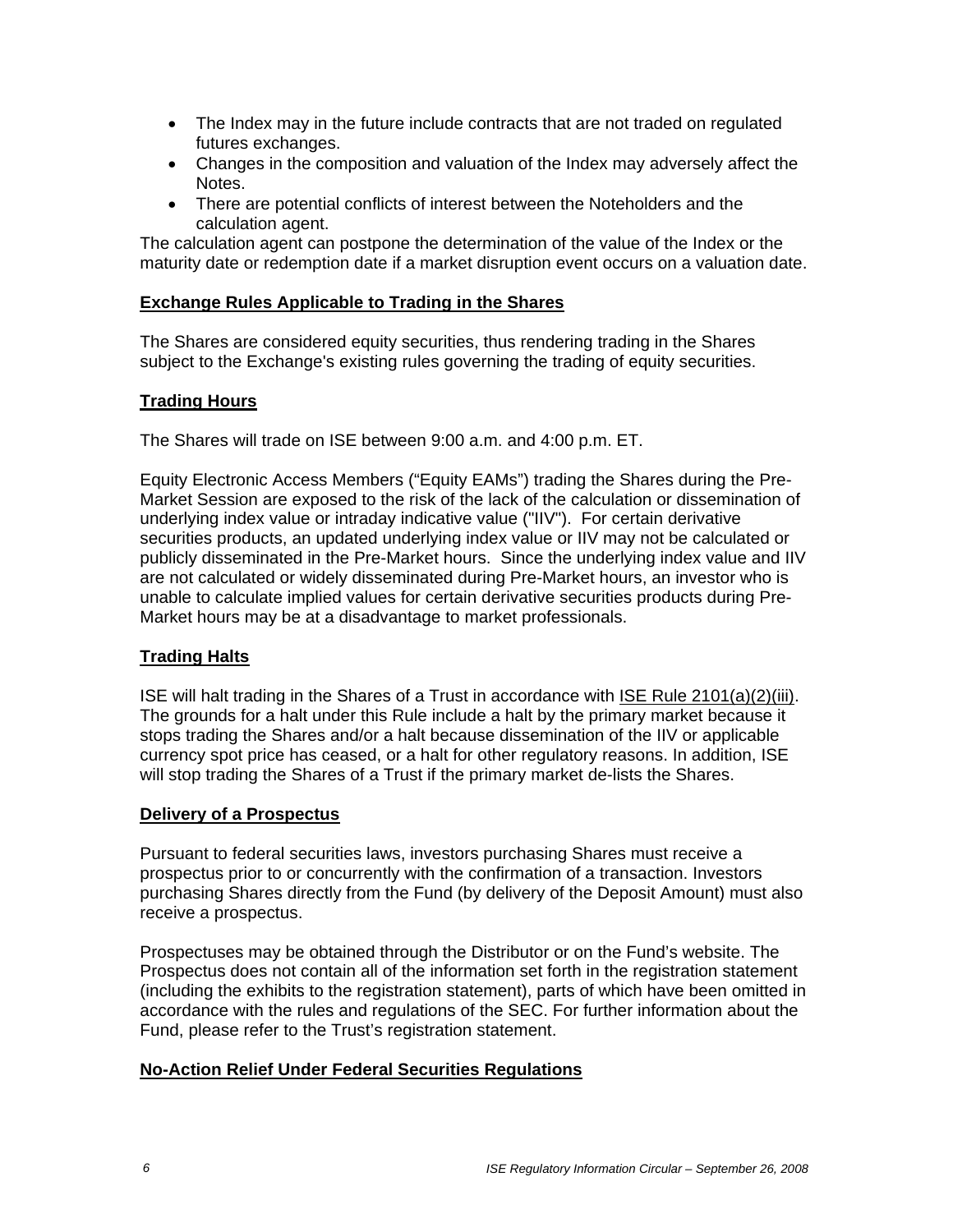- The Index may in the future include contracts that are not traded on regulated futures exchanges.
- Changes in the composition and valuation of the Index may adversely affect the Notes.
- There are potential conflicts of interest between the Noteholders and the calculation agent.

The calculation agent can postpone the determination of the value of the Index or the maturity date or redemption date if a market disruption event occurs on a valuation date.

## Exchange Rules Applicable to Trading in the Shares

The Shares are considered equity securities, thus rendering trading in the Shares subject to the Exchange's existing rules governing the trading of equity securities.

## Trading Hours

The Shares will trade on ISE between 9:00 a.m. and 4:00 p.m. ET.

Equity Electronic Access Members ("Equity EAMs") trading the Shares during the Pre-Market Session are exposed to the risk of the lack of the calculation or dissemination of underlying index value or intraday indicative value ("IIV"). For certain derivative securities products, an updated underlying index value or IIV may not be calculated or publicly disseminated in the Pre-Market hours. Since the underlying index value and IIV are not calculated or widely disseminated during Pre-Market hours, an investor who is unable to calculate implied values for certain derivative securities products during Pre-Market hours may be at a disadvantage to market professionals.

## Trading Halts

ISE will halt trading in the Shares of a Trust in accordance with ISE Rule 2101(a)(2)(iii). The grounds for a halt under this Rule include a halt by the primary market because it stops trading the Shares and/or a halt because dissemination of the IIV or applicable currency spot price has ceased, or a halt for other regulatory reasons. In addition, ISE will stop trading the Shares of a Trust if the primary market de-lists the Shares.

## Delivery of a Prospectus

Pursuant to federal securities laws, investors purchasing Shares must receive a prospectus prior to or concurrently with the confirmation of a transaction. Investors purchasing Shares directly from the Fund (by delivery of the Deposit Amount) must also receive a prospectus.

Prospectuses may be obtained through the Distributor or on the Fund's website. The Prospectus does not contain all of the information set forth in the registration statement (including the exhibits to the registration statement), parts of which have been omitted in accordance with the rules and regulations of the SEC. For further information about the Fund, please refer to the Trust's registration statement.

## No-Action Relief Under Federal Securities Regulations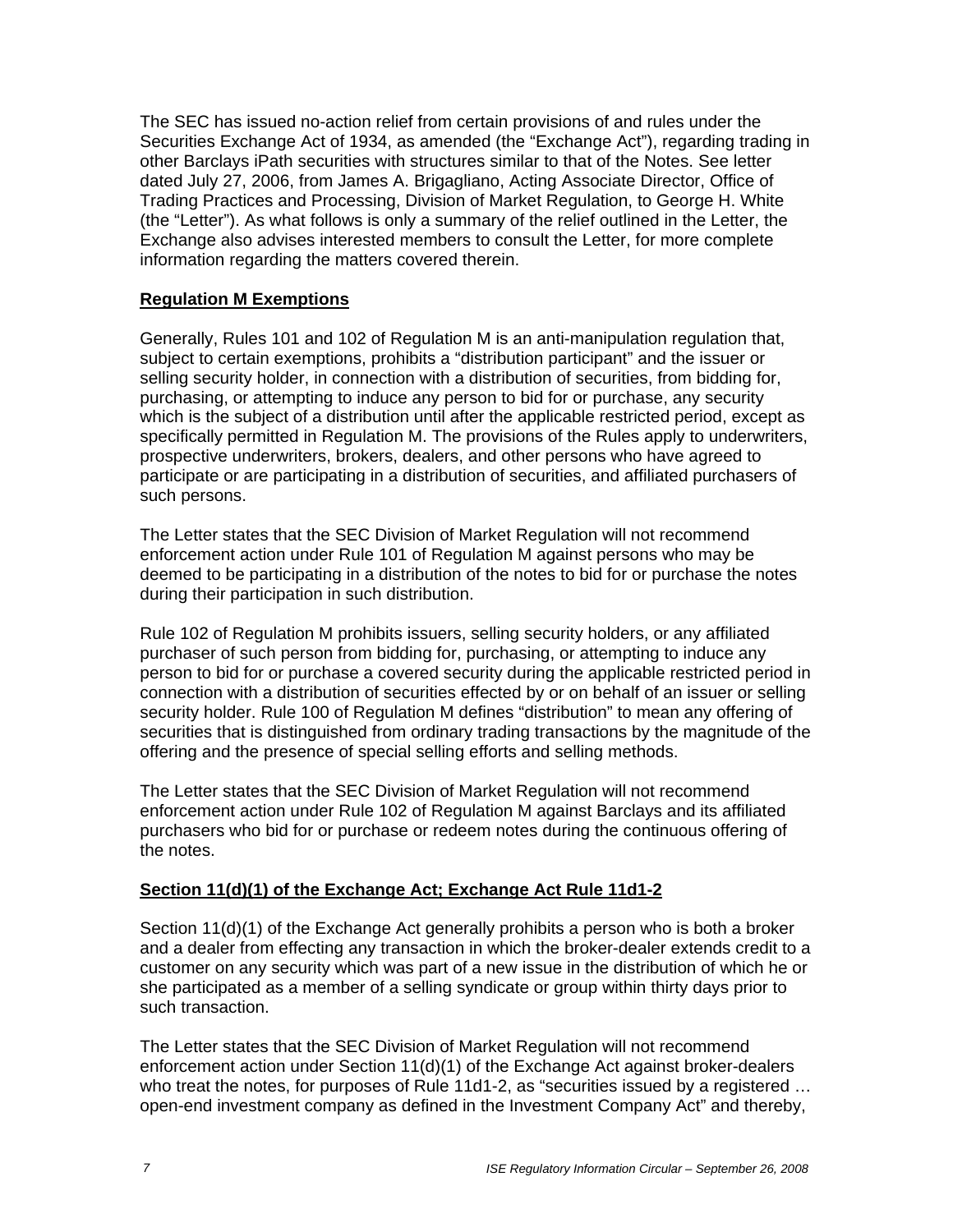The SEC has issued no-action relief from certain provisions of and rules under the Securities Exchange Act of 1934, as amended (the "Exchange Act"), regarding trading in other Barclays iPath securities with structures similar to that of the Notes. See letter dated July 27, 2006, from James A. Brigagliano, Acting Associate Director, Office of Trading Practices and Processing, Division of Market Regulation, to George H. White (the "Letter"). As what follows is only a summary of the relief outlined in the Letter, the Exchange also advises interested members to consult the Letter, for more complete information regarding the matters covered therein.

**Regulation M Exemptions**

Generally, Rules 101 and 102 of Regulation M is an anti-manipulation regulation that, subject to certain exemptions, prohibits a "distribution participant" and the issuer or selling security holder, in connection with a distribution of securities, from bidding for, purchasing, or attempting to induce any person to bid for or purchase, any security which is the subject of a distribution until after the applicable restricted period, except as specifically permitted in Regulation M. The provisions of the Rules apply to underwriters, prospective underwriters, brokers, dealers, and other persons who have agreed to participate or are participating in a distribution of securities, and affiliated purchasers of such persons.

The Letter states that the SEC Division of Market Regulation will not recommend enforcement action under Rule 101 of Regulation M against persons who may be deemed to be participating in a distribution of the notes to bid for or purchase the notes during their participation in such distribution.

Rule 102 of Regulation M prohibits issuers, selling security holders, or any affiliated purchaser of such person from bidding for, purchasing, or attempting to induce any person to bid for or purchase a covered security during the applicable restricted period in connection with a distribution of securities effected by or on behalf of an issuer or selling security holder. Rule 100 of Regulation M defines "distribution" to mean any offering of securities that is distinguished from ordinary trading transactions by the magnitude of the offering and the presence of special selling efforts and selling methods.

The Letter states that the SEC Division of Market Regulation will not recommend enforcement action under Rule 102 of Regulation M against Barclays and its affiliated purchasers who bid for or purchase or redeem notes during the continuous offering of the notes.

**Section 11(d)(1) of the Exchange Act; Exchange Act Rule 11d1-2**

Section 11(d)(1) of the Exchange Act generally prohibits a person who is both a broker and a dealer from effecting any transaction in which the broker-dealer extends credit to a customer on any security which was part of a new issue in the distribution of which he or she participated as a member of a selling syndicate or group within thirty days prior to such transaction.

The Letter states that the SEC Division of Market Regulation will not recommend enforcement action under Section 11(d)(1) of the Exchange Act against broker-dealers who treat the notes, for purposes of Rule 11d1-2, as "securities issued by a registered … open-end investment company as defined in the Investment Company Act" and thereby,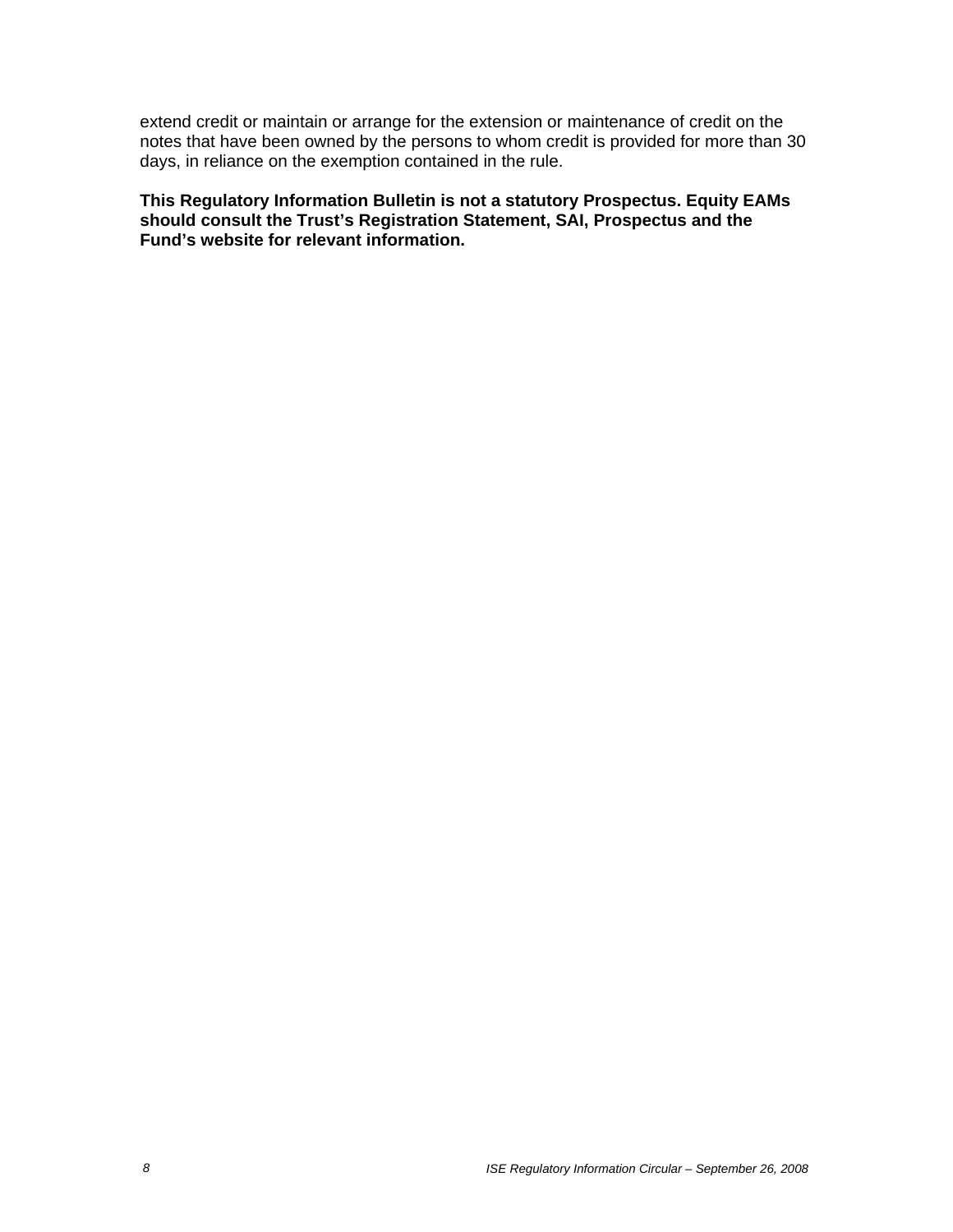extend credit or maintain or arrange for the extension or maintenance of credit on the notes that have been owned by the persons to whom credit is provided for more than 30 days, in reliance on the exemption contained in the rule.

**This Regulatory Information Bulletin is not a statutory Prospectus. Equity EAMs should consult the Trust's Registration Statement, SAI, Prospectus and the Fund's website for relevant information.**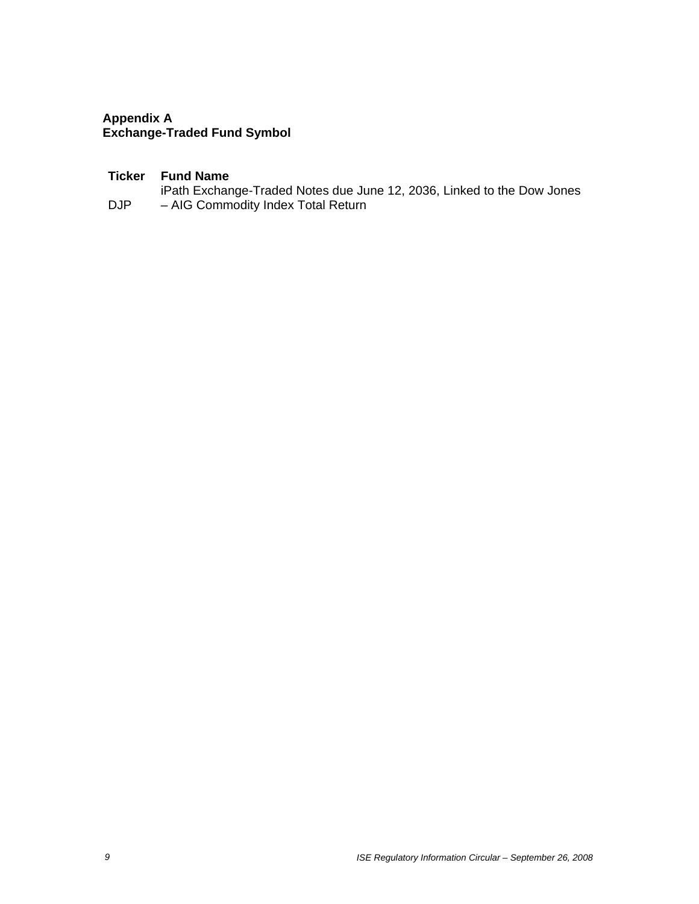**Appendix A**
**Exchange-Traded Fund Symbol**

| Ticker | Fund Name |
|---|---|
| DJP | iPath Exchange-Traded Notes due June 12, 2036, Linked to the Dow Jones – AIG Commodity Index Total Return |